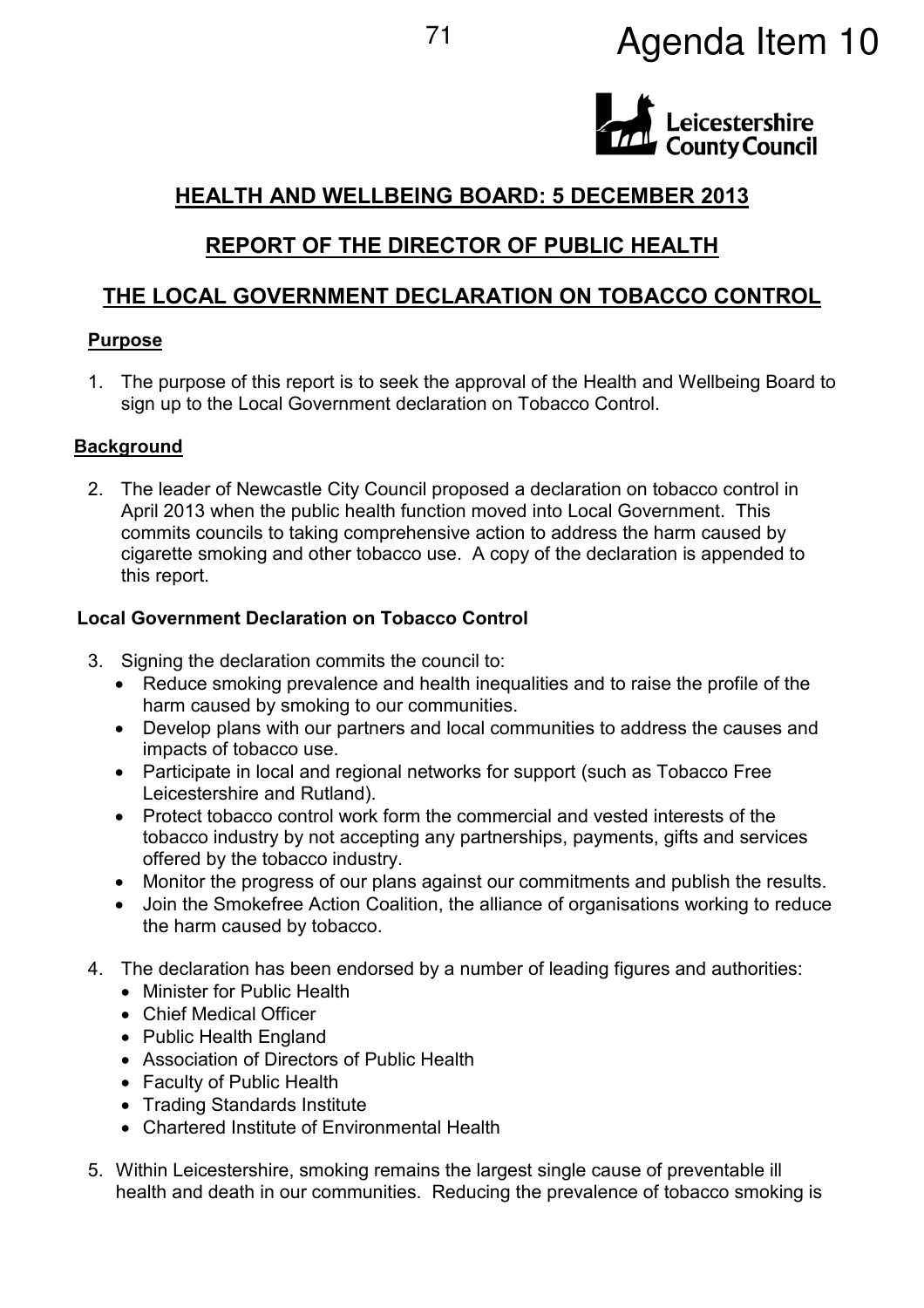Agenda Item 10

Leicestershire County Council

## HEALTH AND WELLBEING BOARD: 5 DECEMBER 2013

## REPORT OF THE DIRECTOR OF PUBLIC HEALTH

## THE LOCAL GOVERNMENT DECLARATION ON TOBACCO CONTROL

### Purpose

1. The purpose of this report is to seek the approval of the Health and Wellbeing Board to sign up to the Local Government declaration on Tobacco Control.

### Background

2. The leader of Newcastle City Council proposed a declaration on tobacco control in April 2013 when the public health function moved into Local Government. This commits councils to taking comprehensive action to address the harm caused by cigarette smoking and other tobacco use. A copy of the declaration is appended to this report.

### Local Government Declaration on Tobacco Control

3. Signing the declaration commits the council to:
   - Reduce smoking prevalence and health inequalities and to raise the profile of the harm caused by smoking to our communities.
   - Develop plans with our partners and local communities to address the causes and impacts of tobacco use.
   - Participate in local and regional networks for support (such as Tobacco Free Leicestershire and Rutland).
   - Protect tobacco control work form the commercial and vested interests of the tobacco industry by not accepting any partnerships, payments, gifts and services offered by the tobacco industry.
   - Monitor the progress of our plans against our commitments and publish the results.
   - Join the Smokefree Action Coalition, the alliance of organisations working to reduce the harm caused by tobacco.

4. The declaration has been endorsed by a number of leading figures and authorities:
   - Minister for Public Health
   - Chief Medical Officer
   - Public Health England
   - Association of Directors of Public Health
   - Faculty of Public Health
   - Trading Standards Institute
   - Chartered Institute of Environmental Health

5. Within Leicestershire, smoking remains the largest single cause of preventable ill health and death in our communities. Reducing the prevalence of tobacco smoking is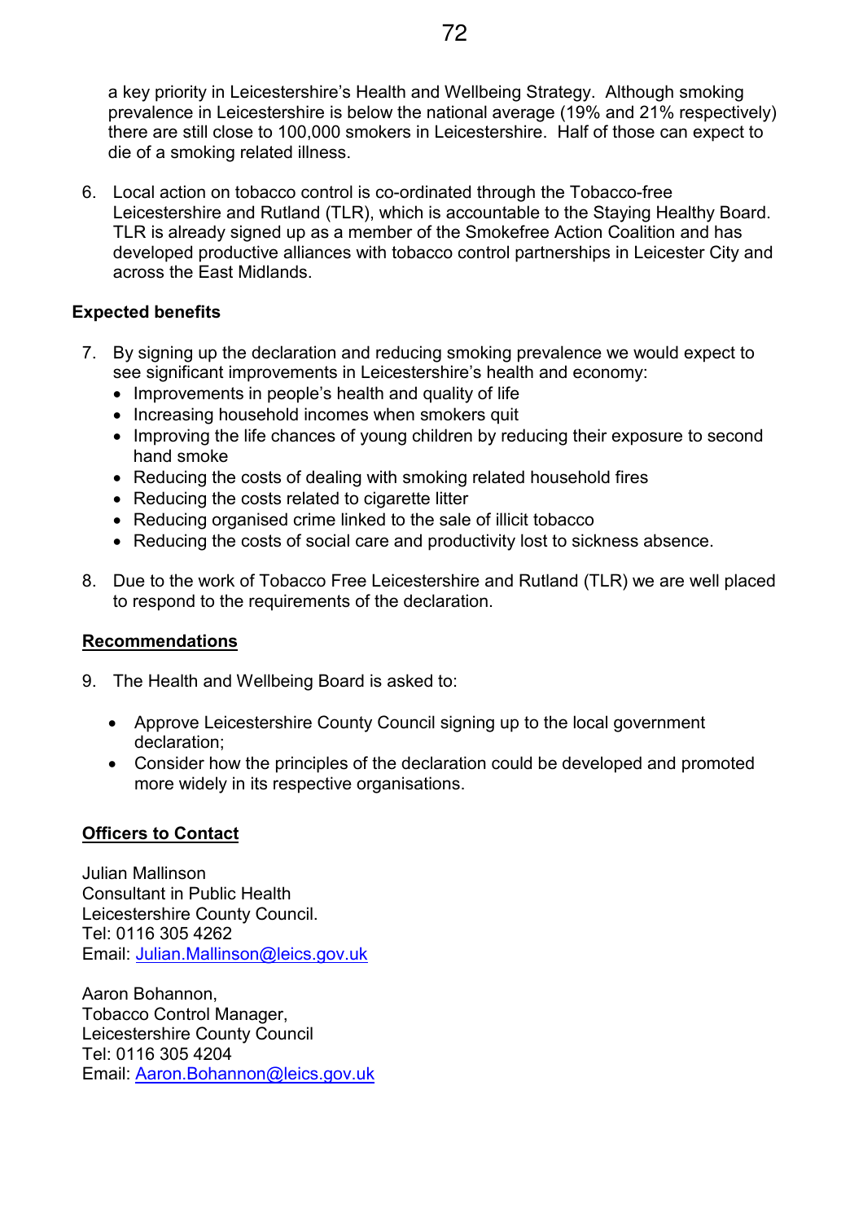a key priority in Leicestershire's Health and Wellbeing Strategy. Although smoking prevalence in Leicestershire is below the national average (19% and 21% respectively) there are still close to 100,000 smokers in Leicestershire. Half of those can expect to die of a smoking related illness.

6. Local action on tobacco control is co-ordinated through the Tobacco-free Leicestershire and Rutland (TLR), which is accountable to the Staying Healthy Board. TLR is already signed up as a member of the Smokefree Action Coalition and has developed productive alliances with tobacco control partnerships in Leicester City and across the East Midlands.

**Expected benefits**

7. By signing up the declaration and reducing smoking prevalence we would expect to see significant improvements in Leicestershire's health and economy:
   - Improvements in people's health and quality of life
   - Increasing household incomes when smokers quit
   - Improving the life chances of young children by reducing their exposure to second hand smoke
   - Reducing the costs of dealing with smoking related household fires
   - Reducing the costs related to cigarette litter
   - Reducing organised crime linked to the sale of illicit tobacco
   - Reducing the costs of social care and productivity lost to sickness absence.

8. Due to the work of Tobacco Free Leicestershire and Rutland (TLR) we are well placed to respond to the requirements of the declaration.

## Recommendations

9. The Health and Wellbeing Board is asked to:

   - Approve Leicestershire County Council signing up to the local government declaration;
   - Consider how the principles of the declaration could be developed and promoted more widely in its respective organisations.

## Officers to Contact

Julian Mallinson
Consultant in Public Health
Leicestershire County Council.
Tel: 0116 305 4262
Email: Julian.Mallinson@leics.gov.uk

Aaron Bohannon,
Tobacco Control Manager,
Leicestershire County Council
Tel: 0116 305 4204
Email: Aaron.Bohannon@leics.gov.uk